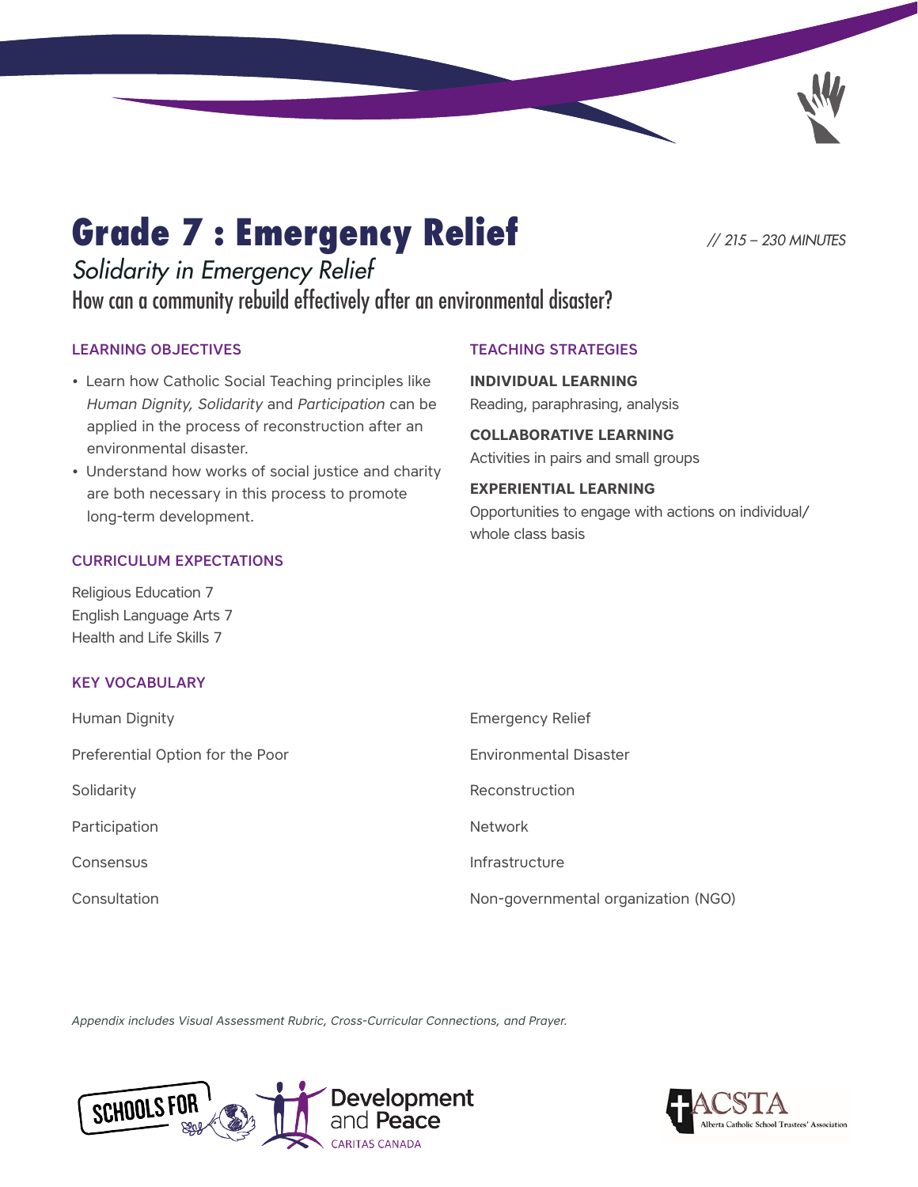# Grade 7 : Emergency Relief

// 215 – 230 MINUTES

*Solidarity in Emergency Relief*

How can a community rebuild effectively after an environmental disaster?

## LEARNING OBJECTIVES

- Learn how Catholic Social Teaching principles like *Human Dignity, Solidarity* and *Participation* can be applied in the process of reconstruction after an environmental disaster.
- Understand how works of social justice and charity are both necessary in this process to promote long-term development.

## CURRICULUM EXPECTATIONS

Religious Education 7
English Language Arts 7
Health and Life Skills 7

## TEACHING STRATEGIES

**INDIVIDUAL LEARNING**
Reading, paraphrasing, analysis

**COLLABORATIVE LEARNING**
Activities in pairs and small groups

**EXPERIENTIAL LEARNING**
Opportunities to engage with actions on individual/ whole class basis

## KEY VOCABULARY

Human Dignity

Preferential Option for the Poor

Solidarity

Participation

Consensus

Consultation

Emergency Relief

Environmental Disaster

Reconstruction

Network

Infrastructure

Non-governmental organization (NGO)

*Appendix includes Visual Assessment Rubric, Cross-Curricular Connections, and Prayer.*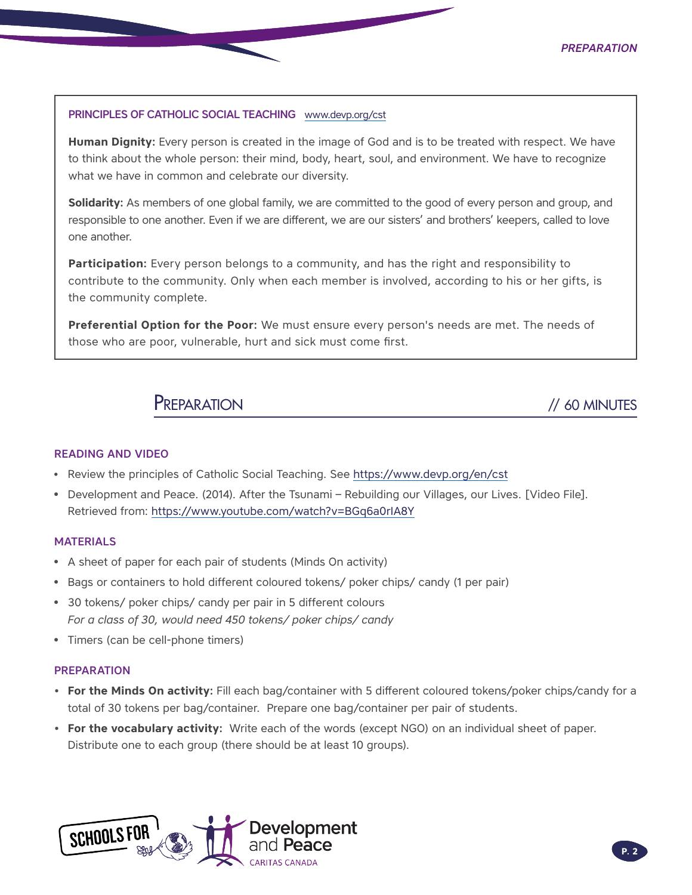**PRINCIPLES OF CATHOLIC SOCIAL TEACHING** www.devp.org/cst

**Human Dignity:** Every person is created in the image of God and is to be treated with respect. We have to think about the whole person: their mind, body, heart, soul, and environment. We have to recognize what we have in common and celebrate our diversity.

**Solidarity:** As members of one global family, we are committed to the good of every person and group, and responsible to one another. Even if we are different, we are our sisters' and brothers' keepers, called to love one another.

**Participation:** Every person belongs to a community, and has the right and responsibility to contribute to the community. Only when each member is involved, according to his or her gifts, is the community complete.

**Preferential Option for the Poor:** We must ensure every person's needs are met. The needs of those who are poor, vulnerable, hurt and sick must come first.

## Preparation // 60 MINUTES

### READING AND VIDEO

- Review the principles of Catholic Social Teaching. See https://www.devp.org/en/cst
- Development and Peace. (2014). After the Tsunami – Rebuilding our Villages, our Lives. [Video File]. Retrieved from: https://www.youtube.com/watch?v=BGq6a0rIA8Y

### MATERIALS

- A sheet of paper for each pair of students (Minds On activity)
- Bags or containers to hold different coloured tokens/ poker chips/ candy (1 per pair)
- 30 tokens/ poker chips/ candy per pair in 5 different colours
  *For a class of 30, would need 450 tokens/ poker chips/ candy*
- Timers (can be cell-phone timers)

### PREPARATION

- **For the Minds On activity:** Fill each bag/container with 5 different coloured tokens/poker chips/candy for a total of 30 tokens per bag/container. Prepare one bag/container per pair of students.
- **For the vocabulary activity:** Write each of the words (except NGO) on an individual sheet of paper. Distribute one to each group (there should be at least 10 groups).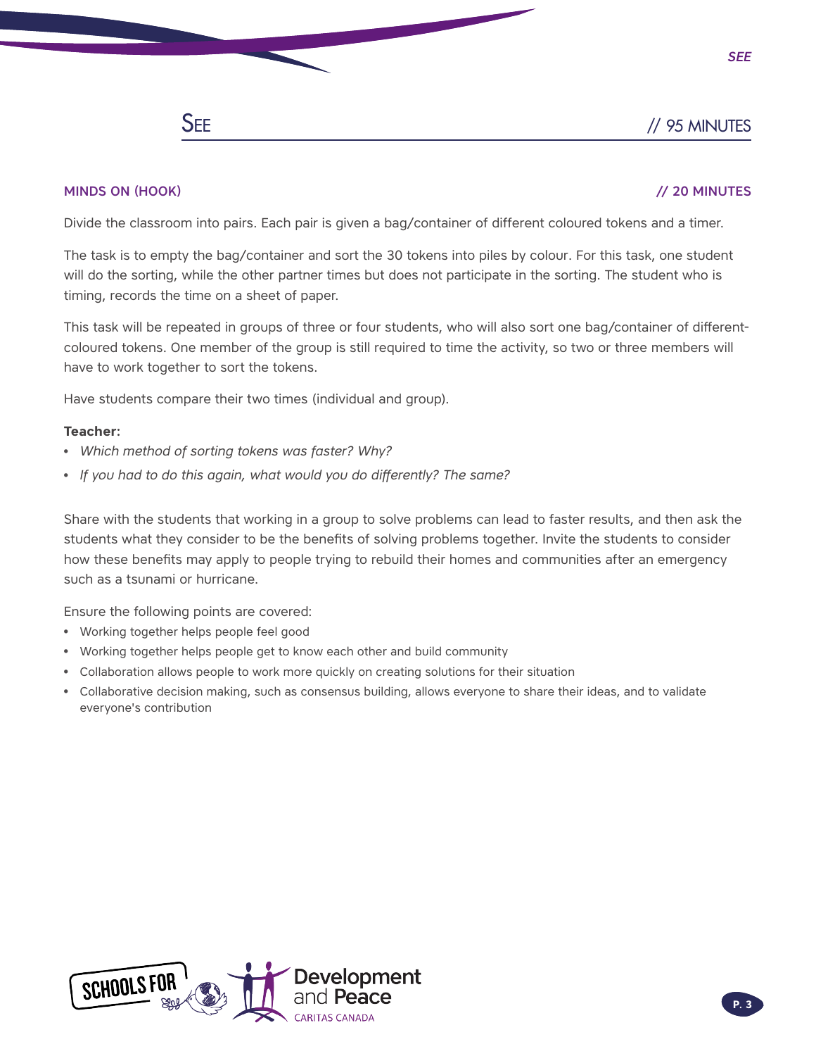## SEE // 95 MINUTES

### MINDS ON (HOOK) // 20 MINUTES

Divide the classroom into pairs. Each pair is given a bag/container of different coloured tokens and a timer.

The task is to empty the bag/container and sort the 30 tokens into piles by colour. For this task, one student will do the sorting, while the other partner times but does not participate in the sorting. The student who is timing, records the time on a sheet of paper.

This task will be repeated in groups of three or four students, who will also sort one bag/container of different-coloured tokens. One member of the group is still required to time the activity, so two or three members will have to work together to sort the tokens.

Have students compare their two times (individual and group).

**Teacher:**

- *Which method of sorting tokens was faster? Why?*
- *If you had to do this again, what would you do differently? The same?*

Share with the students that working in a group to solve problems can lead to faster results, and then ask the students what they consider to be the benefits of solving problems together. Invite the students to consider how these benefits may apply to people trying to rebuild their homes and communities after an emergency such as a tsunami or hurricane.

Ensure the following points are covered:

- Working together helps people feel good
- Working together helps people get to know each other and build community
- Collaboration allows people to work more quickly on creating solutions for their situation
- Collaborative decision making, such as consensus building, allows everyone to share their ideas, and to validate everyone's contribution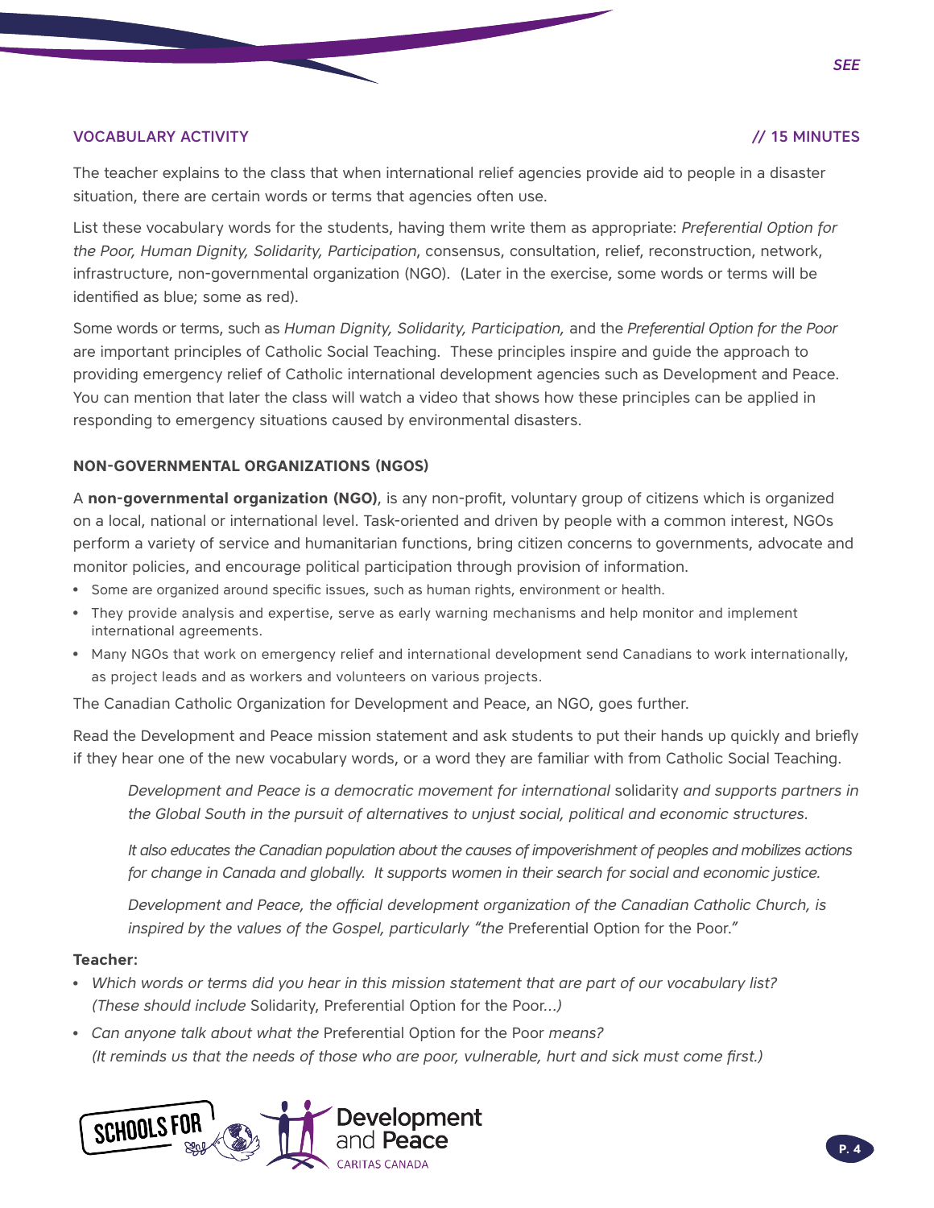## VOCABULARY ACTIVITY // 15 MINUTES

The teacher explains to the class that when international relief agencies provide aid to people in a disaster situation, there are certain words or terms that agencies often use.

List these vocabulary words for the students, having them write them as appropriate: *Preferential Option for the Poor, Human Dignity, Solidarity, Participation*, consensus, consultation, relief, reconstruction, network, infrastructure, non-governmental organization (NGO). (Later in the exercise, some words or terms will be identified as blue; some as red).

Some words or terms, such as *Human Dignity, Solidarity, Participation,* and the *Preferential Option for the Poor* are important principles of Catholic Social Teaching. These principles inspire and guide the approach to providing emergency relief of Catholic international development agencies such as Development and Peace. You can mention that later the class will watch a video that shows how these principles can be applied in responding to emergency situations caused by environmental disasters.

### NON-GOVERNMENTAL ORGANIZATIONS (NGOS)

A **non-governmental organization (NGO)**, is any non-profit, voluntary group of citizens which is organized on a local, national or international level. Task-oriented and driven by people with a common interest, NGOs perform a variety of service and humanitarian functions, bring citizen concerns to governments, advocate and monitor policies, and encourage political participation through provision of information.

- Some are organized around specific issues, such as human rights, environment or health.
- They provide analysis and expertise, serve as early warning mechanisms and help monitor and implement international agreements.
- Many NGOs that work on emergency relief and international development send Canadians to work internationally, as project leads and as workers and volunteers on various projects.

The Canadian Catholic Organization for Development and Peace, an NGO, goes further.

Read the Development and Peace mission statement and ask students to put their hands up quickly and briefly if they hear one of the new vocabulary words, or a word they are familiar with from Catholic Social Teaching.

> *Development and Peace is a democratic movement for international* solidarity *and supports partners in the Global South in the pursuit of alternatives to unjust social, political and economic structures.*
>
> *It also educates the Canadian population about the causes of impoverishment of peoples and mobilizes actions for change in Canada and globally. It supports women in their search for social and economic justice.*
>
> *Development and Peace, the official development organization of the Canadian Catholic Church, is inspired by the values of the Gospel, particularly "the* Preferential Option for the Poor."

**Teacher:**

- *Which words or terms did you hear in this mission statement that are part of our vocabulary list? (These should include* Solidarity, Preferential Option for the Poor*...)*
- *Can anyone talk about what the* Preferential Option for the Poor *means? (It reminds us that the needs of those who are poor, vulnerable, hurt and sick must come first.)*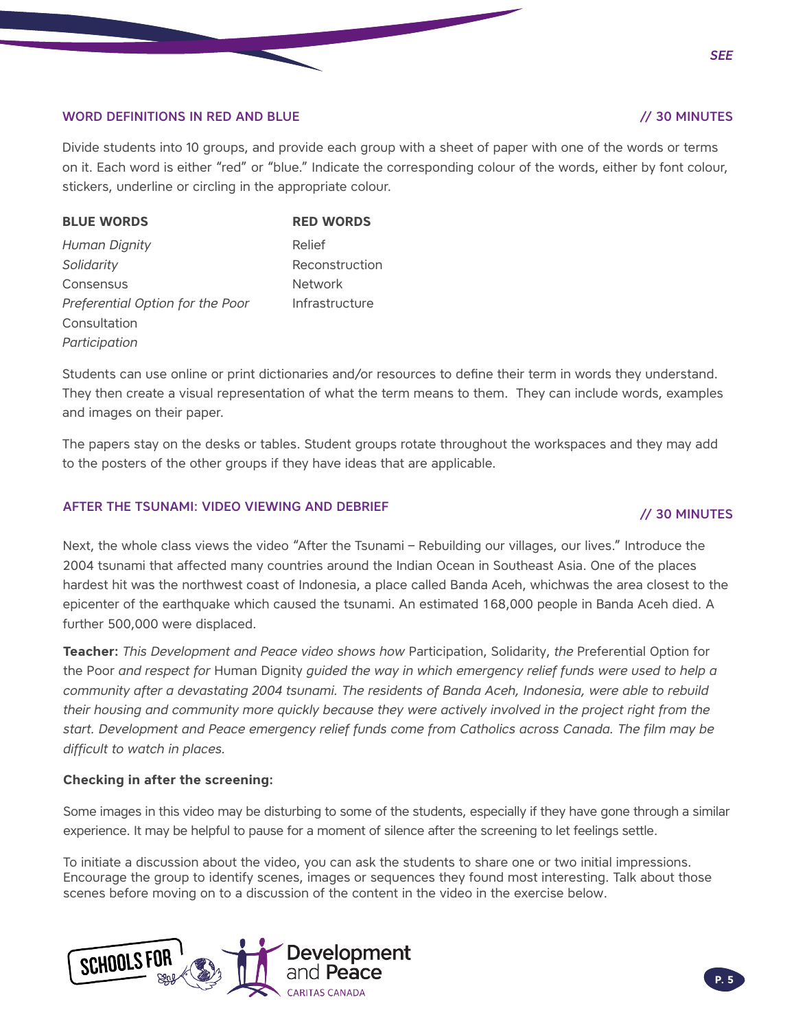## WORD DEFINITIONS IN RED AND BLUE

// 30 MINUTES

Divide students into 10 groups, and provide each group with a sheet of paper with one of the words or terms on it. Each word is either "red" or "blue." Indicate the corresponding colour of the words, either by font colour, stickers, underline or circling in the appropriate colour.

| BLUE WORDS | RED WORDS |
|---|---|
| *Human Dignity* | Relief |
| *Solidarity* | Reconstruction |
| Consensus | Network |
| *Preferential Option for the Poor* | Infrastructure |
| Consultation | |
| *Participation* | |

Students can use online or print dictionaries and/or resources to define their term in words they understand. They then create a visual representation of what the term means to them. They can include words, examples and images on their paper.

The papers stay on the desks or tables. Student groups rotate throughout the workspaces and they may add to the posters of the other groups if they have ideas that are applicable.

## AFTER THE TSUNAMI: VIDEO VIEWING AND DEBRIEF

// 30 MINUTES

Next, the whole class views the video "After the Tsunami – Rebuilding our villages, our lives." Introduce the 2004 tsunami that affected many countries around the Indian Ocean in Southeast Asia. One of the places hardest hit was the northwest coast of Indonesia, a place called Banda Aceh, whichwas the area closest to the epicenter of the earthquake which caused the tsunami. An estimated 168,000 people in Banda Aceh died. A further 500,000 were displaced.

**Teacher:** *This Development and Peace video shows how* Participation, Solidarity, *the* Preferential Option for the Poor *and respect for* Human Dignity *guided the way in which emergency relief funds were used to help a community after a devastating 2004 tsunami. The residents of Banda Aceh, Indonesia, were able to rebuild their housing and community more quickly because they were actively involved in the project right from the start. Development and Peace emergency relief funds come from Catholics across Canada. The film may be difficult to watch in places.*

**Checking in after the screening:**

Some images in this video may be disturbing to some of the students, especially if they have gone through a similar experience. It may be helpful to pause for a moment of silence after the screening to let feelings settle.

To initiate a discussion about the video, you can ask the students to share one or two initial impressions. Encourage the group to identify scenes, images or sequences they found most interesting. Talk about those scenes before moving on to a discussion of the content in the video in the exercise below.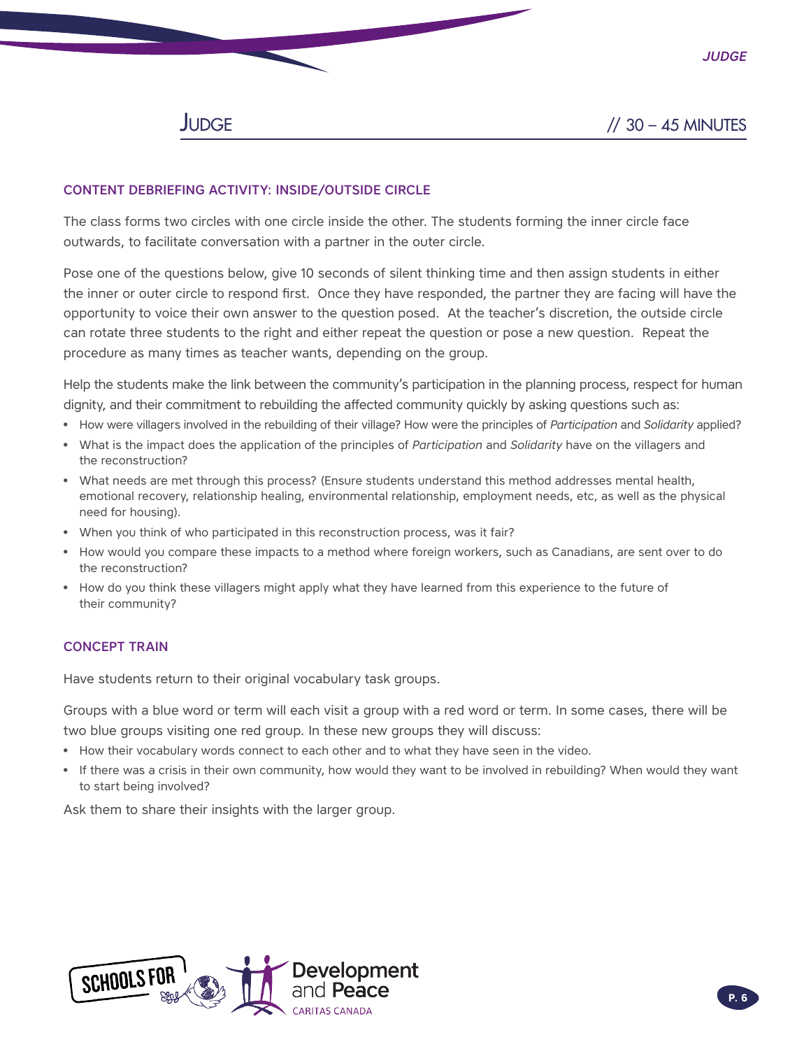## Judge // 30 – 45 MINUTES

### CONTENT DEBRIEFING ACTIVITY: INSIDE/OUTSIDE CIRCLE

The class forms two circles with one circle inside the other. The students forming the inner circle face outwards, to facilitate conversation with a partner in the outer circle.

Pose one of the questions below, give 10 seconds of silent thinking time and then assign students in either the inner or outer circle to respond first. Once they have responded, the partner they are facing will have the opportunity to voice their own answer to the question posed. At the teacher's discretion, the outside circle can rotate three students to the right and either repeat the question or pose a new question. Repeat the procedure as many times as teacher wants, depending on the group.

Help the students make the link between the community's participation in the planning process, respect for human dignity, and their commitment to rebuilding the affected community quickly by asking questions such as:

- How were villagers involved in the rebuilding of their village? How were the principles of *Participation* and *Solidarity* applied?
- What is the impact does the application of the principles of *Participation* and *Solidarity* have on the villagers and the reconstruction?
- What needs are met through this process? (Ensure students understand this method addresses mental health, emotional recovery, relationship healing, environmental relationship, employment needs, etc, as well as the physical need for housing).
- When you think of who participated in this reconstruction process, was it fair?
- How would you compare these impacts to a method where foreign workers, such as Canadians, are sent over to do the reconstruction?
- How do you think these villagers might apply what they have learned from this experience to the future of their community?

### CONCEPT TRAIN

Have students return to their original vocabulary task groups.

Groups with a blue word or term will each visit a group with a red word or term. In some cases, there will be two blue groups visiting one red group. In these new groups they will discuss:

- How their vocabulary words connect to each other and to what they have seen in the video.
- If there was a crisis in their own community, how would they want to be involved in rebuilding? When would they want to start being involved?

Ask them to share their insights with the larger group.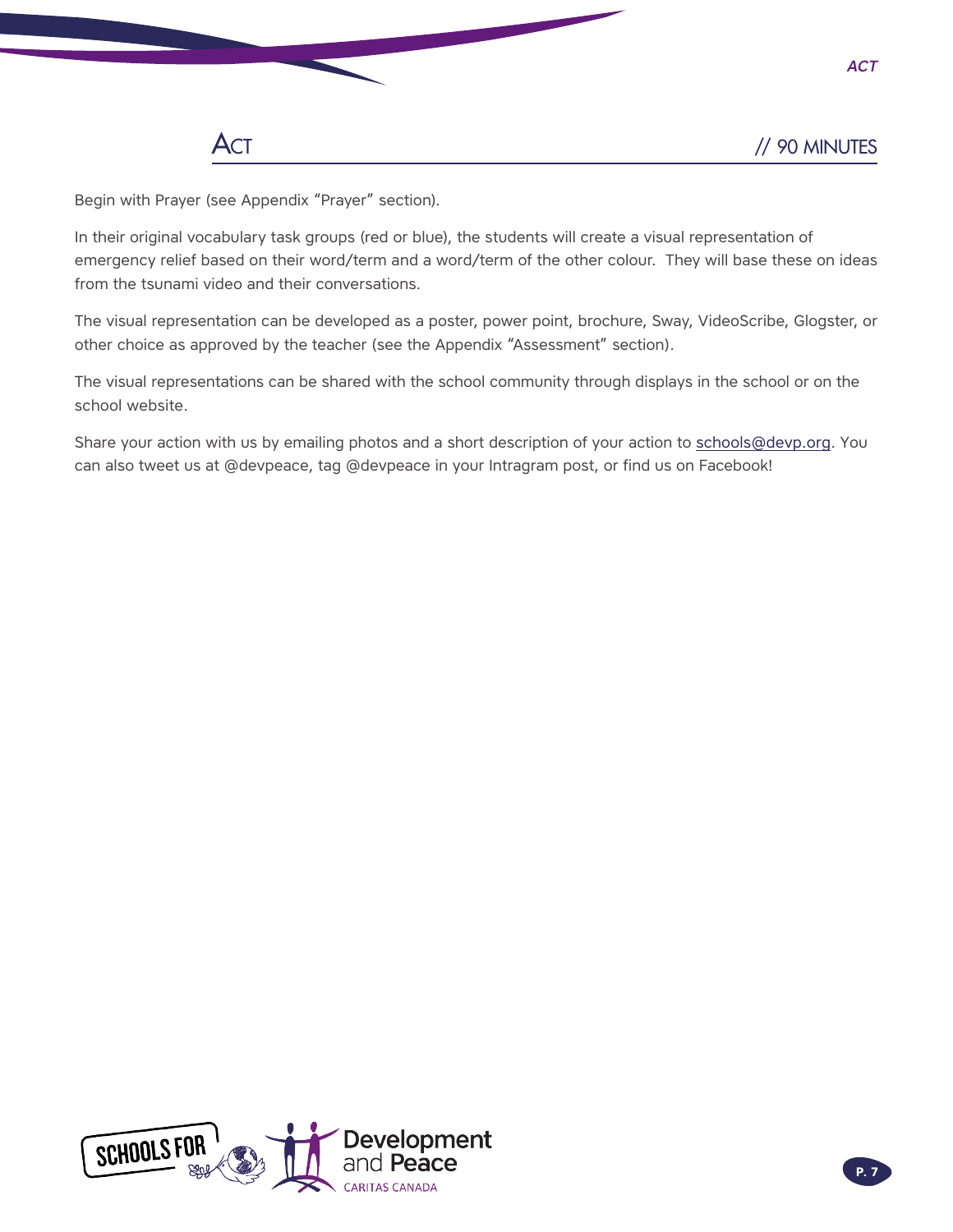## ACT // 90 MINUTES

Begin with Prayer (see Appendix "Prayer" section).

In their original vocabulary task groups (red or blue), the students will create a visual representation of emergency relief based on their word/term and a word/term of the other colour. They will base these on ideas from the tsunami video and their conversations.

The visual representation can be developed as a poster, power point, brochure, Sway, VideoScribe, Glogster, or other choice as approved by the teacher (see the Appendix "Assessment" section).

The visual representations can be shared with the school community through displays in the school or on the school website.

Share your action with us by emailing photos and a short description of your action to schools@devp.org. You can also tweet us at @devpeace, tag @devpeace in your Intragram post, or find us on Facebook!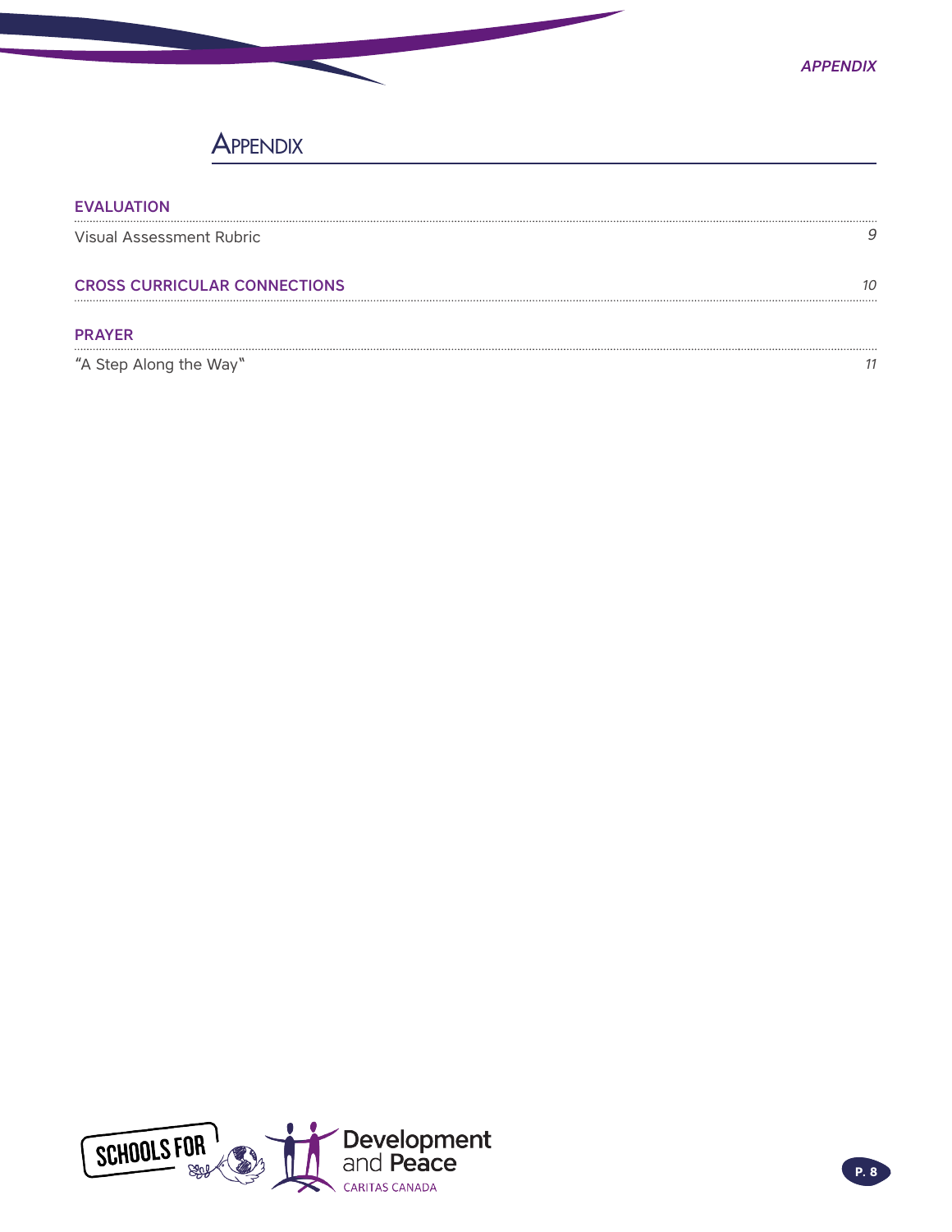# Appendix

## EVALUATION

Visual Assessment Rubric ........ *9*

## CROSS CURRICULAR CONNECTIONS ........ *10*

## PRAYER

"A Step Along the Way" ........ *11*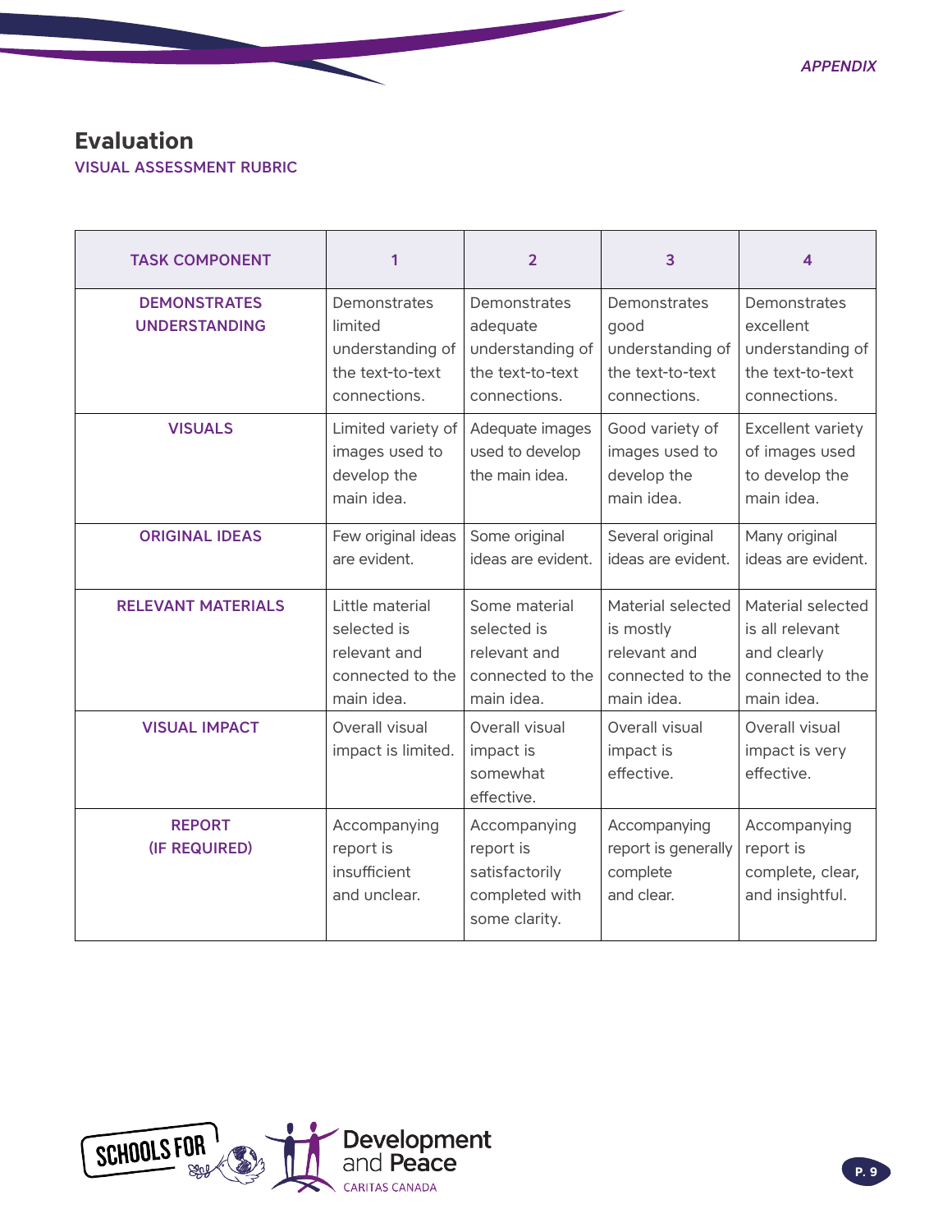# Evaluation

## VISUAL ASSESSMENT RUBRIC

| TASK COMPONENT | 1 | 2 | 3 | 4 |
|---|---|---|---|---|
| DEMONSTRATES UNDERSTANDING | Demonstrates limited understanding of the text-to-text connections. | Demonstrates adequate understanding of the text-to-text connections. | Demonstrates good understanding of the text-to-text connections. | Demonstrates excellent understanding of the text-to-text connections. |
| VISUALS | Limited variety of images used to develop the main idea. | Adequate images used to develop the main idea. | Good variety of images used to develop the main idea. | Excellent variety of images used to develop the main idea. |
| ORIGINAL IDEAS | Few original ideas are evident. | Some original ideas are evident. | Several original ideas are evident. | Many original ideas are evident. |
| RELEVANT MATERIALS | Little material selected is relevant and connected to the main idea. | Some material selected is relevant and connected to the main idea. | Material selected is mostly relevant and connected to the main idea. | Material selected is all relevant and clearly connected to the main idea. |
| VISUAL IMPACT | Overall visual impact is limited. | Overall visual impact is somewhat effective. | Overall visual impact is effective. | Overall visual impact is very effective. |
| REPORT (IF REQUIRED) | Accompanying report is insufficient and unclear. | Accompanying report is satisfactorily completed with some clarity. | Accompanying report is generally complete and clear. | Accompanying report is complete, clear, and insightful. |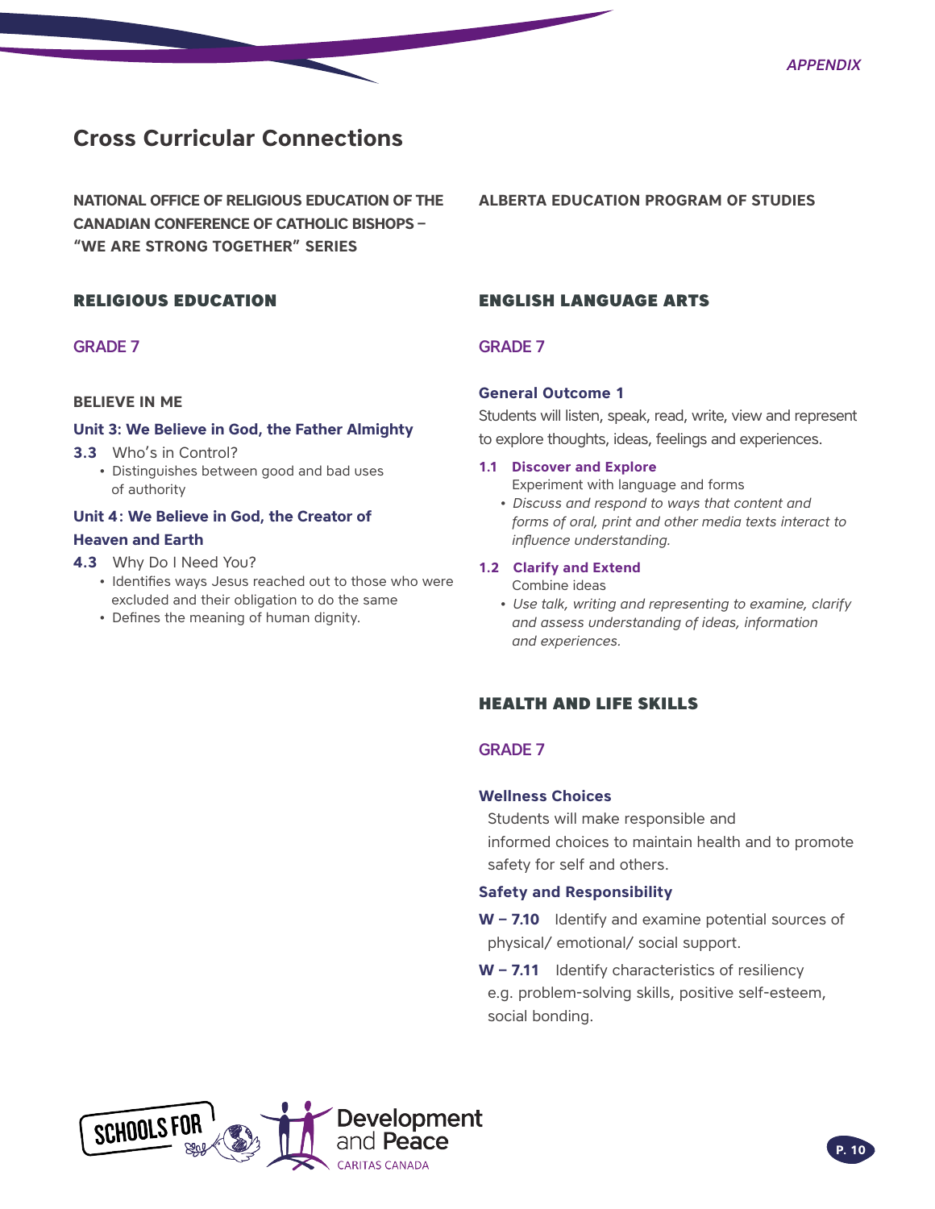# Cross Curricular Connections

**NATIONAL OFFICE OF RELIGIOUS EDUCATION OF THE CANADIAN CONFERENCE OF CATHOLIC BISHOPS – "WE ARE STRONG TOGETHER" SERIES**

## RELIGIOUS EDUCATION

### GRADE 7

**BELIEVE IN ME**

**Unit 3: We Believe in God, the Father Almighty**

**3.3** Who's in Control?

- Distinguishes between good and bad uses of authority

**Unit 4: We Believe in God, the Creator of Heaven and Earth**

**4.3** Why Do I Need You?

- Identifies ways Jesus reached out to those who were excluded and their obligation to do the same
- Defines the meaning of human dignity.

**ALBERTA EDUCATION PROGRAM OF STUDIES**

## ENGLISH LANGUAGE ARTS

### GRADE 7

**General Outcome 1**

Students will listen, speak, read, write, view and represent to explore thoughts, ideas, feelings and experiences.

**1.1 Discover and Explore**

Experiment with language and forms

- *Discuss and respond to ways that content and forms of oral, print and other media texts interact to influence understanding.*

**1.2 Clarify and Extend**

Combine ideas

- *Use talk, writing and representing to examine, clarify and assess understanding of ideas, information and experiences.*

## HEALTH AND LIFE SKILLS

### GRADE 7

**Wellness Choices**

Students will make responsible and informed choices to maintain health and to promote safety for self and others.

**Safety and Responsibility**

**W – 7.10** Identify and examine potential sources of physical/ emotional/ social support.

**W – 7.11** Identify characteristics of resiliency e.g. problem-solving skills, positive self-esteem, social bonding.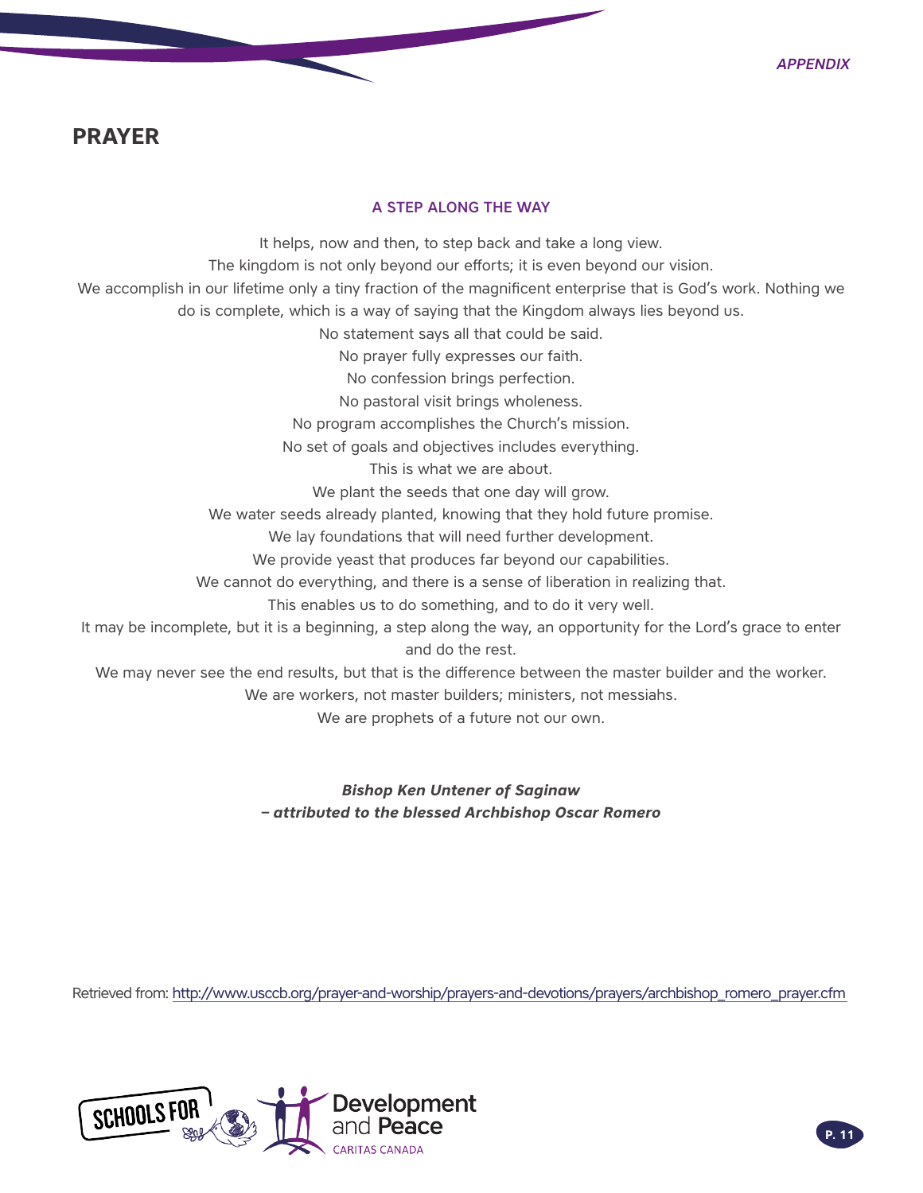# PRAYER

### A STEP ALONG THE WAY

It helps, now and then, to step back and take a long view.
The kingdom is not only beyond our efforts; it is even beyond our vision.
We accomplish in our lifetime only a tiny fraction of the magnificent enterprise that is God's work. Nothing we do is complete, which is a way of saying that the Kingdom always lies beyond us.
No statement says all that could be said.
No prayer fully expresses our faith.
No confession brings perfection.
No pastoral visit brings wholeness.
No program accomplishes the Church's mission.
No set of goals and objectives includes everything.
This is what we are about.
We plant the seeds that one day will grow.
We water seeds already planted, knowing that they hold future promise.
We lay foundations that will need further development.
We provide yeast that produces far beyond our capabilities.
We cannot do everything, and there is a sense of liberation in realizing that.
This enables us to do something, and to do it very well.
It may be incomplete, but it is a beginning, a step along the way, an opportunity for the Lord's grace to enter and do the rest.
We may never see the end results, but that is the difference between the master builder and the worker.
We are workers, not master builders; ministers, not messiahs.
We are prophets of a future not our own.

***Bishop Ken Untener of Saginaw***
***– attributed to the blessed Archbishop Oscar Romero***

Retrieved from: http://www.usccb.org/prayer-and-worship/prayers-and-devotions/prayers/archbishop_romero_prayer.cfm